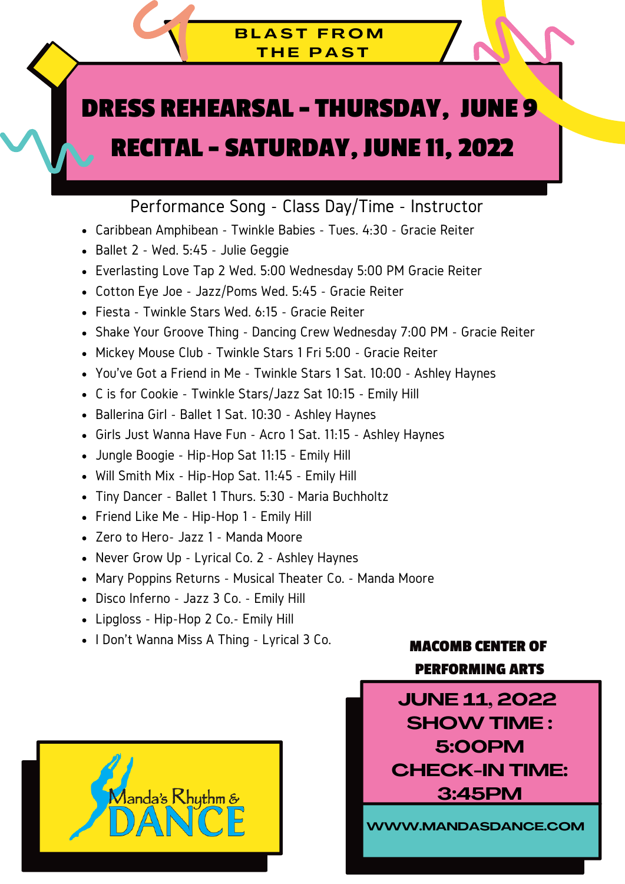BLAST FROM THE PAST

# DRESS REHEARSAL – THURSDAY, JUNE 9

# RECITAL – SATURDAY, JUNE 11, 2022

Performance Song - Class Day/Time - Instructor

- Caribbean Amphibean - Twinkle Babies - Tues. 4:30 - Gracie Reiter
- Ballet 2 - Wed. 5:45 - Julie Geggie
- Everlasting Love Tap 2 Wed. 5:00 Wednesday 5:00 PM Gracie Reiter
- Cotton Eye Joe - Jazz/Poms Wed. 5:45 - Gracie Reiter
- Fiesta - Twinkle Stars Wed. 6:15 - Gracie Reiter
- Shake Your Groove Thing - Dancing Crew Wednesday 7:00 PM - Gracie Reiter
- Mickey Mouse Club - Twinkle Stars 1 Fri 5:00 - Gracie Reiter
- You've Got a Friend in Me - Twinkle Stars 1 Sat. 10:00 - Ashley Haynes
- C is for Cookie - Twinkle Stars/Jazz Sat 10:15 - Emily Hill
- Ballerina Girl - Ballet 1 Sat. 10:30 - Ashley Haynes
- Girls Just Wanna Have Fun - Acro 1 Sat. 11:15 - Ashley Haynes
- Jungle Boogie - Hip-Hop Sat 11:15 - Emily Hill
- Will Smith Mix - Hip-Hop Sat. 11:45 - Emily Hill
- Tiny Dancer - Ballet 1 Thurs. 5:30 - Maria Buchholtz
- Friend Like Me - Hip-Hop 1 - Emily Hill
- Zero to Hero- Jazz 1 - Manda Moore
- Never Grow Up - Lyrical Co. 2 - Ashley Haynes
- Mary Poppins Returns - Musical Theater Co. - Manda Moore
- Disco Inferno - Jazz 3 Co. - Emily Hill
- Lipgloss - Hip-Hop 2 Co.- Emily Hill
- I Don't Wanna Miss A Thing - Lyrical 3 Co.

Manda's Rhythm & DANCE

**MACOMB CENTER OF PERFORMING ARTS**

**JUNE 11, 2022**
**SHOW TIME : 5:00PM**
**CHECK-IN TIME: 3:45PM**

**WWW.MANDASDANCE.COM**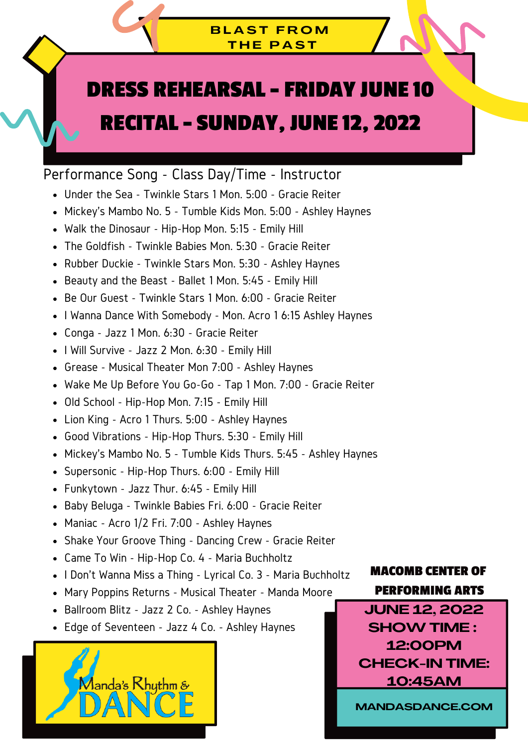BLAST FROM THE PAST

# DRESS REHEARSAL - FRIDAY JUNE 10

# RECITAL - SUNDAY, JUNE 12, 2022

Performance Song - Class Day/Time - Instructor

- Under the Sea - Twinkle Stars 1 Mon. 5:00 - Gracie Reiter
- Mickey's Mambo No. 5 - Tumble Kids Mon. 5:00 - Ashley Haynes
- Walk the Dinosaur - Hip-Hop Mon. 5:15 - Emily Hill
- The Goldfish - Twinkle Babies Mon. 5:30 - Gracie Reiter
- Rubber Duckie - Twinkle Stars Mon. 5:30 - Ashley Haynes
- Beauty and the Beast - Ballet 1 Mon. 5:45 - Emily Hill
- Be Our Guest - Twinkle Stars 1 Mon. 6:00 - Gracie Reiter
- I Wanna Dance With Somebody - Mon. Acro 1 6:15 Ashley Haynes
- Conga - Jazz 1 Mon. 6:30 - Gracie Reiter
- I Will Survive - Jazz 2 Mon. 6:30 - Emily Hill
- Grease - Musical Theater Mon 7:00 - Ashley Haynes
- Wake Me Up Before You Go-Go - Tap 1 Mon. 7:00 - Gracie Reiter
- Old School - Hip-Hop Mon. 7:15 - Emily Hill
- Lion King - Acro 1 Thurs. 5:00 - Ashley Haynes
- Good Vibrations - Hip-Hop Thurs. 5:30 - Emily Hill
- Mickey's Mambo No. 5 - Tumble Kids Thurs. 5:45 - Ashley Haynes
- Supersonic - Hip-Hop Thurs. 6:00 - Emily Hill
- Funkytown - Jazz Thur. 6:45 - Emily Hill
- Baby Beluga - Twinkle Babies Fri. 6:00 - Gracie Reiter
- Maniac - Acro 1/2 Fri. 7:00 - Ashley Haynes
- Shake Your Groove Thing - Dancing Crew - Gracie Reiter
- Came To Win - Hip-Hop Co. 4 - Maria Buchholtz
- I Don't Wanna Miss a Thing - Lyrical Co. 3 - Maria Buchholtz
- Mary Poppins Returns - Musical Theater - Manda Moore
- Ballroom Blitz - Jazz 2 Co. - Ashley Haynes
- Edge of Seventeen - Jazz 4 Co. - Ashley Haynes

Manda's Rhythm & DANCE

**MACOMB CENTER OF PERFORMING ARTS**

**JUNE 12, 2022**
**SHOW TIME : 12:00PM**
**CHECK-IN TIME: 10:45AM**

**MANDASDANCE.COM**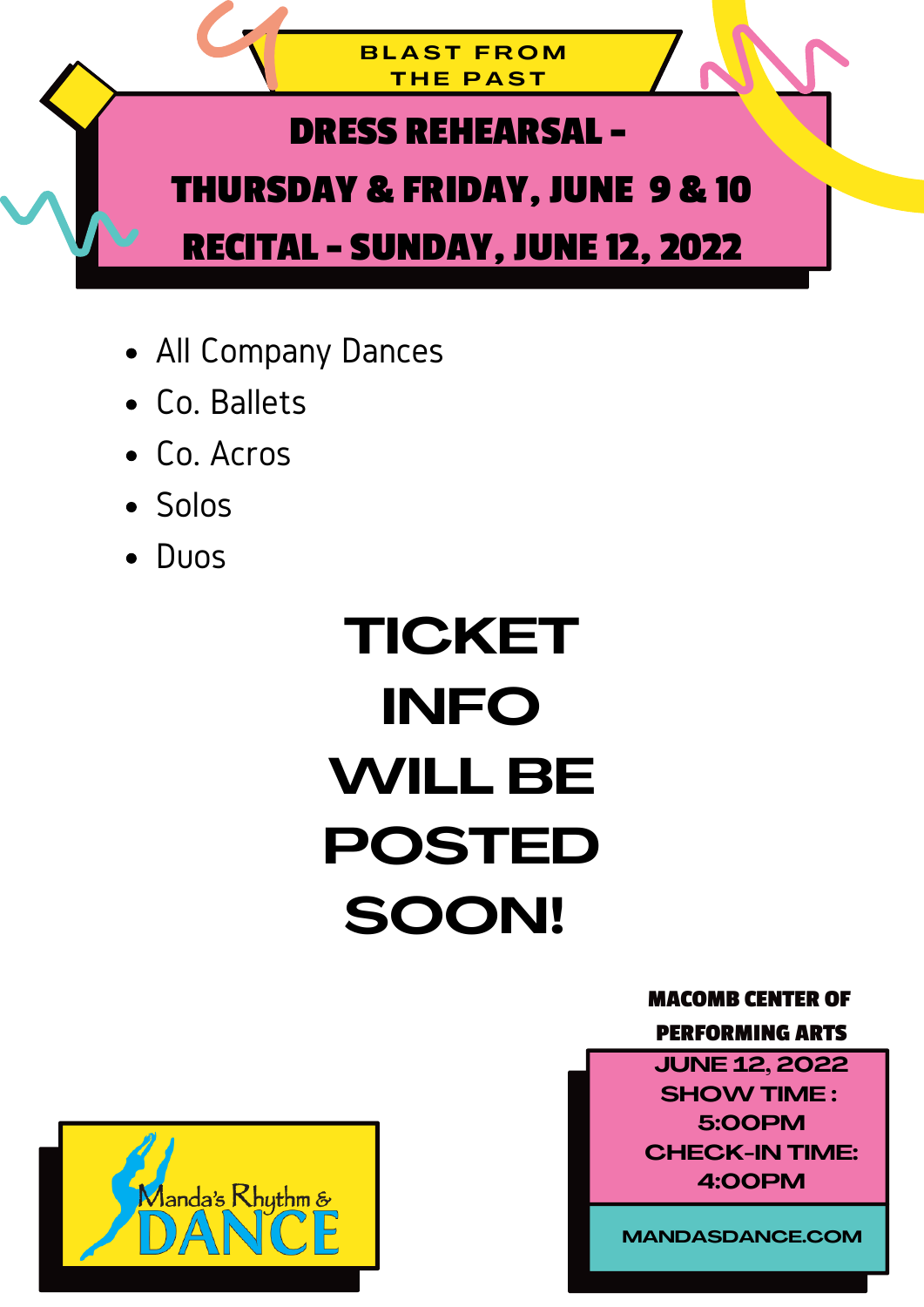BLAST FROM THE PAST

# DRESS REHEARSAL - THURSDAY & FRIDAY, JUNE 9 & 10

# RECITAL - SUNDAY, JUNE 12, 2022

- All Company Dances
- Co. Ballets
- Co. Acros
- Solos
- Duos

# TICKET INFO WILL BE POSTED SOON!

Manda's Rhythm & DANCE

**MACOMB CENTER OF PERFORMING ARTS**

**JUNE 12, 2022**
**SHOW TIME: 5:00PM**
**CHECK-IN TIME: 4:00PM**

**MANDASDANCE.COM**